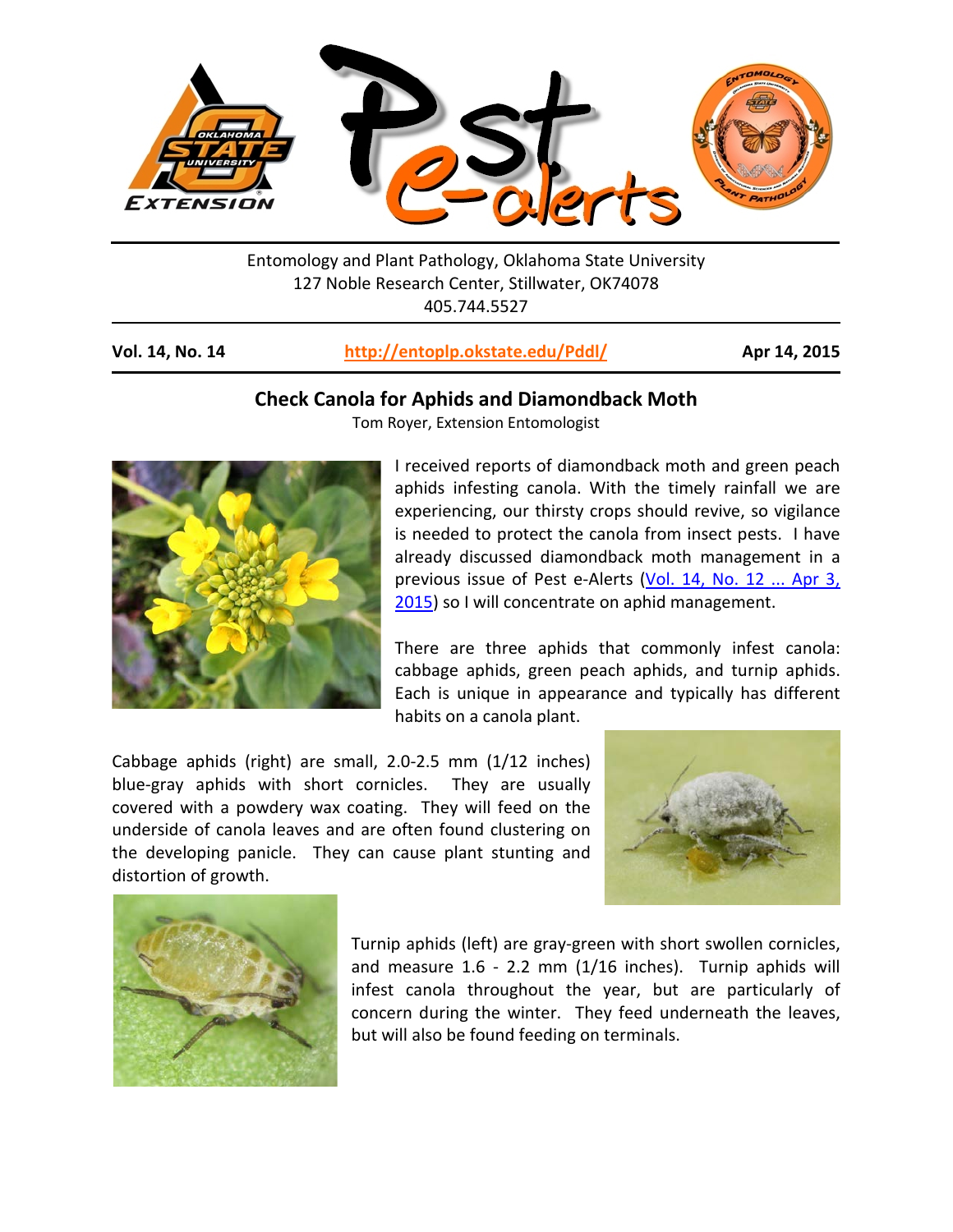Entomology and Plant Pathology, Oklahoma State University
127 Noble Research Center, Stillwater, OK74078
405.744.5527

**Vol. 14, No. 14** | http://entoplp.okstate.edu/Pddl/ | **Apr 14, 2015**

## Check Canola for Aphids and Diamondback Moth

Tom Royer, Extension Entomologist

I received reports of diamondback moth and green peach aphids infesting canola. With the timely rainfall we are experiencing, our thirsty crops should revive, so vigilance is needed to protect the canola from insect pests. I have already discussed diamondback moth management in a previous issue of Pest e-Alerts (Vol. 14, No. 12 ... Apr 3, 2015) so I will concentrate on aphid management.

There are three aphids that commonly infest canola: cabbage aphids, green peach aphids, and turnip aphids. Each is unique in appearance and typically has different habits on a canola plant.

Cabbage aphids (right) are small, 2.0-2.5 mm (1/12 inches) blue-gray aphids with short cornicles. They are usually covered with a powdery wax coating. They will feed on the underside of canola leaves and are often found clustering on the developing panicle. They can cause plant stunting and distortion of growth.

Turnip aphids (left) are gray-green with short swollen cornicles, and measure 1.6 - 2.2 mm (1/16 inches). Turnip aphids will infest canola throughout the year, but are particularly of concern during the winter. They feed underneath the leaves, but will also be found feeding on terminals.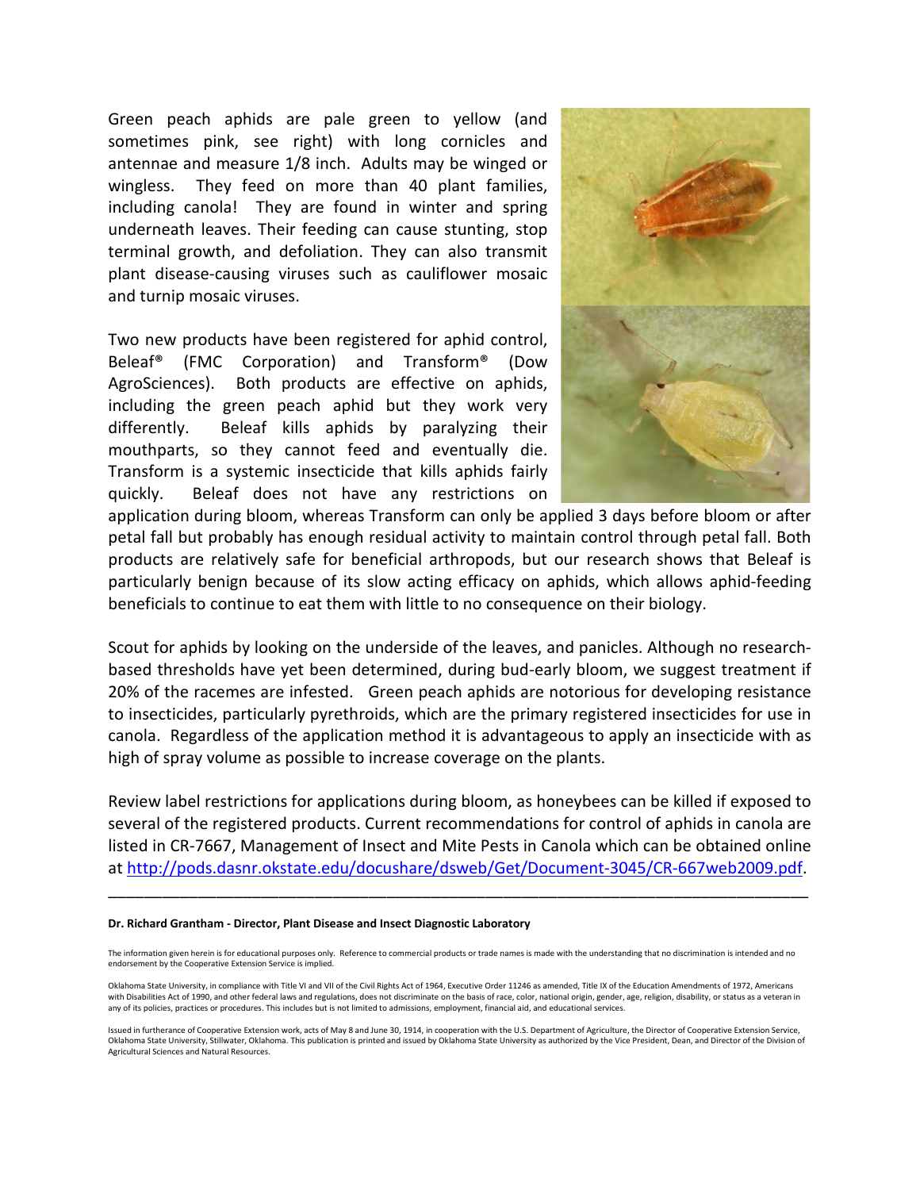Green peach aphids are pale green to yellow (and sometimes pink, see right) with long cornicles and antennae and measure 1/8 inch. Adults may be winged or wingless. They feed on more than 40 plant families, including canola! They are found in winter and spring underneath leaves. Their feeding can cause stunting, stop terminal growth, and defoliation. They can also transmit plant disease-causing viruses such as cauliflower mosaic and turnip mosaic viruses.

Two new products have been registered for aphid control, Beleaf® (FMC Corporation) and Transform® (Dow AgroSciences). Both products are effective on aphids, including the green peach aphid but they work very differently. Beleaf kills aphids by paralyzing their mouthparts, so they cannot feed and eventually die. Transform is a systemic insecticide that kills aphids fairly quickly. Beleaf does not have any restrictions on application during bloom, whereas Transform can only be applied 3 days before bloom or after petal fall but probably has enough residual activity to maintain control through petal fall. Both products are relatively safe for beneficial arthropods, but our research shows that Beleaf is particularly benign because of its slow acting efficacy on aphids, which allows aphid-feeding beneficials to continue to eat them with little to no consequence on their biology.

Scout for aphids by looking on the underside of the leaves, and panicles. Although no research-based thresholds have yet been determined, during bud-early bloom, we suggest treatment if 20% of the racemes are infested. Green peach aphids are notorious for developing resistance to insecticides, particularly pyrethroids, which are the primary registered insecticides for use in canola. Regardless of the application method it is advantageous to apply an insecticide with as high of spray volume as possible to increase coverage on the plants.

Review label restrictions for applications during bloom, as honeybees can be killed if exposed to several of the registered products. Current recommendations for control of aphids in canola are listed in CR-7667, Management of Insect and Mite Pests in Canola which can be obtained online at http://pods.dasnr.okstate.edu/docushare/dsweb/Get/Document-3045/CR-667web2009.pdf.

---

**Dr. Richard Grantham - Director, Plant Disease and Insect Diagnostic Laboratory**

The information given herein is for educational purposes only. Reference to commercial products or trade names is made with the understanding that no discrimination is intended and no endorsement by the Cooperative Extension Service is implied.

Oklahoma State University, in compliance with Title VI and VII of the Civil Rights Act of 1964, Executive Order 11246 as amended, Title IX of the Education Amendments of 1972, Americans with Disabilities Act of 1990, and other federal laws and regulations, does not discriminate on the basis of race, color, national origin, gender, age, religion, disability, or status as a veteran in any of its policies, practices or procedures. This includes but is not limited to admissions, employment, financial aid, and educational services.

Issued in furtherance of Cooperative Extension work, acts of May 8 and June 30, 1914, in cooperation with the U.S. Department of Agriculture, the Director of Cooperative Extension Service, Oklahoma State University, Stillwater, Oklahoma. This publication is printed and issued by Oklahoma State University as authorized by the Vice President, Dean, and Director of the Division of Agricultural Sciences and Natural Resources.